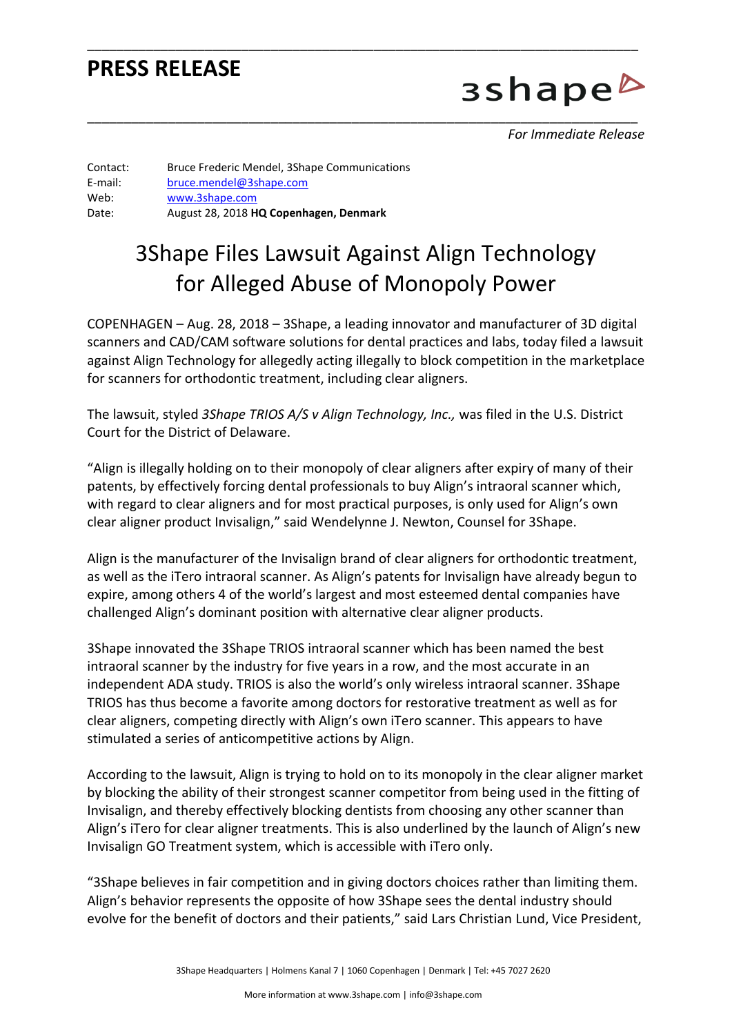# PRESS RELEASE

*For Immediate Release*

Contact: Bruce Frederic Mendel, 3Shape Communications
E-mail: bruce.mendel@3shape.com
Web: www.3shape.com
Date: August 28, 2018 **HQ Copenhagen, Denmark**

## 3Shape Files Lawsuit Against Align Technology for Alleged Abuse of Monopoly Power

COPENHAGEN – Aug. 28, 2018 – 3Shape, a leading innovator and manufacturer of 3D digital scanners and CAD/CAM software solutions for dental practices and labs, today filed a lawsuit against Align Technology for allegedly acting illegally to block competition in the marketplace for scanners for orthodontic treatment, including clear aligners.

The lawsuit, styled *3Shape TRIOS A/S v Align Technology, Inc.,* was filed in the U.S. District Court for the District of Delaware.

"Align is illegally holding on to their monopoly of clear aligners after expiry of many of their patents, by effectively forcing dental professionals to buy Align's intraoral scanner which, with regard to clear aligners and for most practical purposes, is only used for Align's own clear aligner product Invisalign," said Wendelynne J. Newton, Counsel for 3Shape.

Align is the manufacturer of the Invisalign brand of clear aligners for orthodontic treatment, as well as the iTero intraoral scanner. As Align's patents for Invisalign have already begun to expire, among others 4 of the world's largest and most esteemed dental companies have challenged Align's dominant position with alternative clear aligner products.

3Shape innovated the 3Shape TRIOS intraoral scanner which has been named the best intraoral scanner by the industry for five years in a row, and the most accurate in an independent ADA study. TRIOS is also the world's only wireless intraoral scanner. 3Shape TRIOS has thus become a favorite among doctors for restorative treatment as well as for clear aligners, competing directly with Align's own iTero scanner. This appears to have stimulated a series of anticompetitive actions by Align.

According to the lawsuit, Align is trying to hold on to its monopoly in the clear aligner market by blocking the ability of their strongest scanner competitor from being used in the fitting of Invisalign, and thereby effectively blocking dentists from choosing any other scanner than Align's iTero for clear aligner treatments. This is also underlined by the launch of Align's new Invisalign GO Treatment system, which is accessible with iTero only.

"3Shape believes in fair competition and in giving doctors choices rather than limiting them. Align's behavior represents the opposite of how 3Shape sees the dental industry should evolve for the benefit of doctors and their patients," said Lars Christian Lund, Vice President,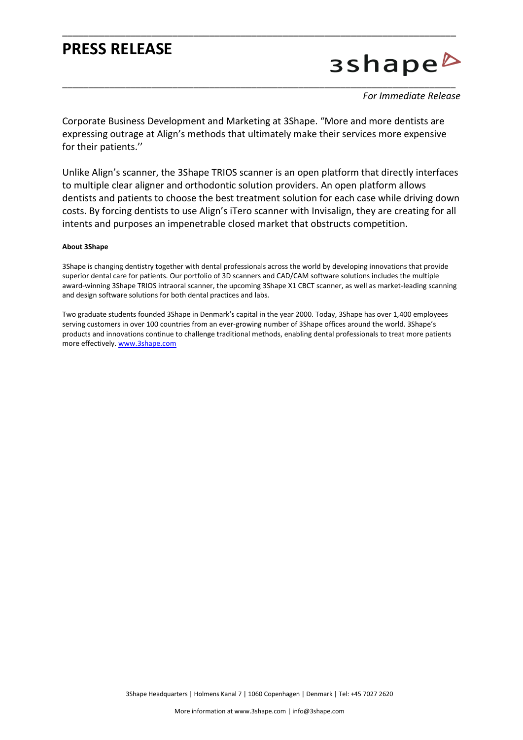Corporate Business Development and Marketing at 3Shape. "More and more dentists are expressing outrage at Align's methods that ultimately make their services more expensive for their patients.''

Unlike Align's scanner, the 3Shape TRIOS scanner is an open platform that directly interfaces to multiple clear aligner and orthodontic solution providers. An open platform allows dentists and patients to choose the best treatment solution for each case while driving down costs. By forcing dentists to use Align's iTero scanner with Invisalign, they are creating for all intents and purposes an impenetrable closed market that obstructs competition.

**About 3Shape**

3Shape is changing dentistry together with dental professionals across the world by developing innovations that provide superior dental care for patients. Our portfolio of 3D scanners and CAD/CAM software solutions includes the multiple award-winning 3Shape TRIOS intraoral scanner, the upcoming 3Shape X1 CBCT scanner, as well as market-leading scanning and design software solutions for both dental practices and labs.

Two graduate students founded 3Shape in Denmark's capital in the year 2000. Today, 3Shape has over 1,400 employees serving customers in over 100 countries from an ever-growing number of 3Shape offices around the world. 3Shape's products and innovations continue to challenge traditional methods, enabling dental professionals to treat more patients more effectively. [www.3shape.com](http://www.3shape.com)